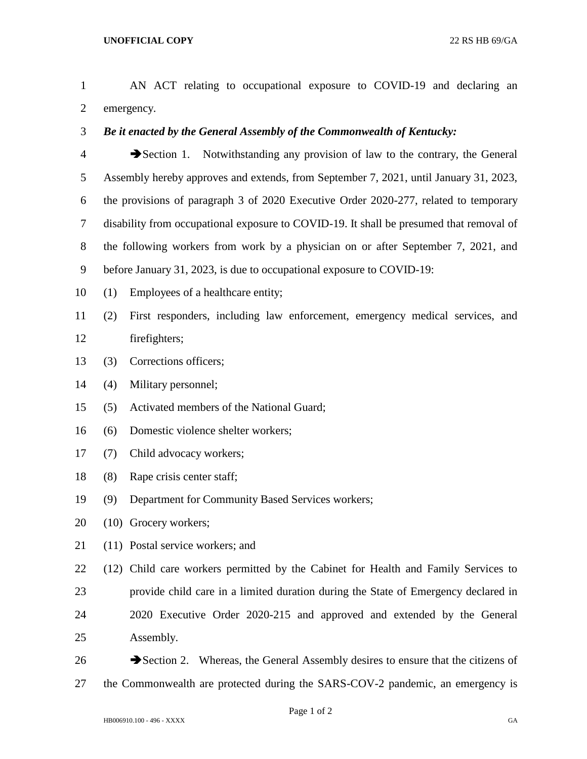AN ACT relating to occupational exposure to COVID-19 and declaring an emergency.

***Be it enacted by the General Assembly of the Commonwealth of Kentucky:***

➔Section 1. Notwithstanding any provision of law to the contrary, the General Assembly hereby approves and extends, from September 7, 2021, until January 31, 2023, the provisions of paragraph 3 of 2020 Executive Order 2020-277, related to temporary disability from occupational exposure to COVID-19. It shall be presumed that removal of the following workers from work by a physician on or after September 7, 2021, and before January 31, 2023, is due to occupational exposure to COVID-19:

(1) Employees of a healthcare entity;

(2) First responders, including law enforcement, emergency medical services, and firefighters;

(3) Corrections officers;

(4) Military personnel;

(5) Activated members of the National Guard;

(6) Domestic violence shelter workers;

(7) Child advocacy workers;

(8) Rape crisis center staff;

(9) Department for Community Based Services workers;

(10) Grocery workers;

(11) Postal service workers; and

(12) Child care workers permitted by the Cabinet for Health and Family Services to provide child care in a limited duration during the State of Emergency declared in 2020 Executive Order 2020-215 and approved and extended by the General Assembly.

➔Section 2. Whereas, the General Assembly desires to ensure that the citizens of the Commonwealth are protected during the SARS-COV-2 pandemic, an emergency is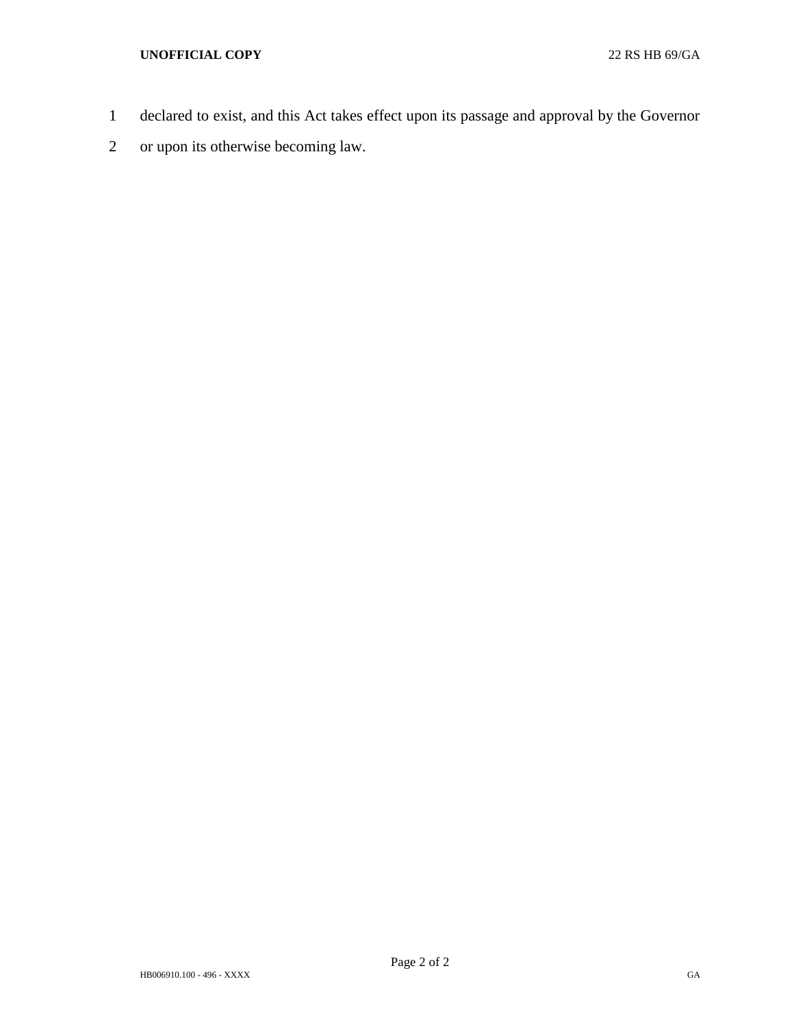declared to exist, and this Act takes effect upon its passage and approval by the Governor or upon its otherwise becoming law.